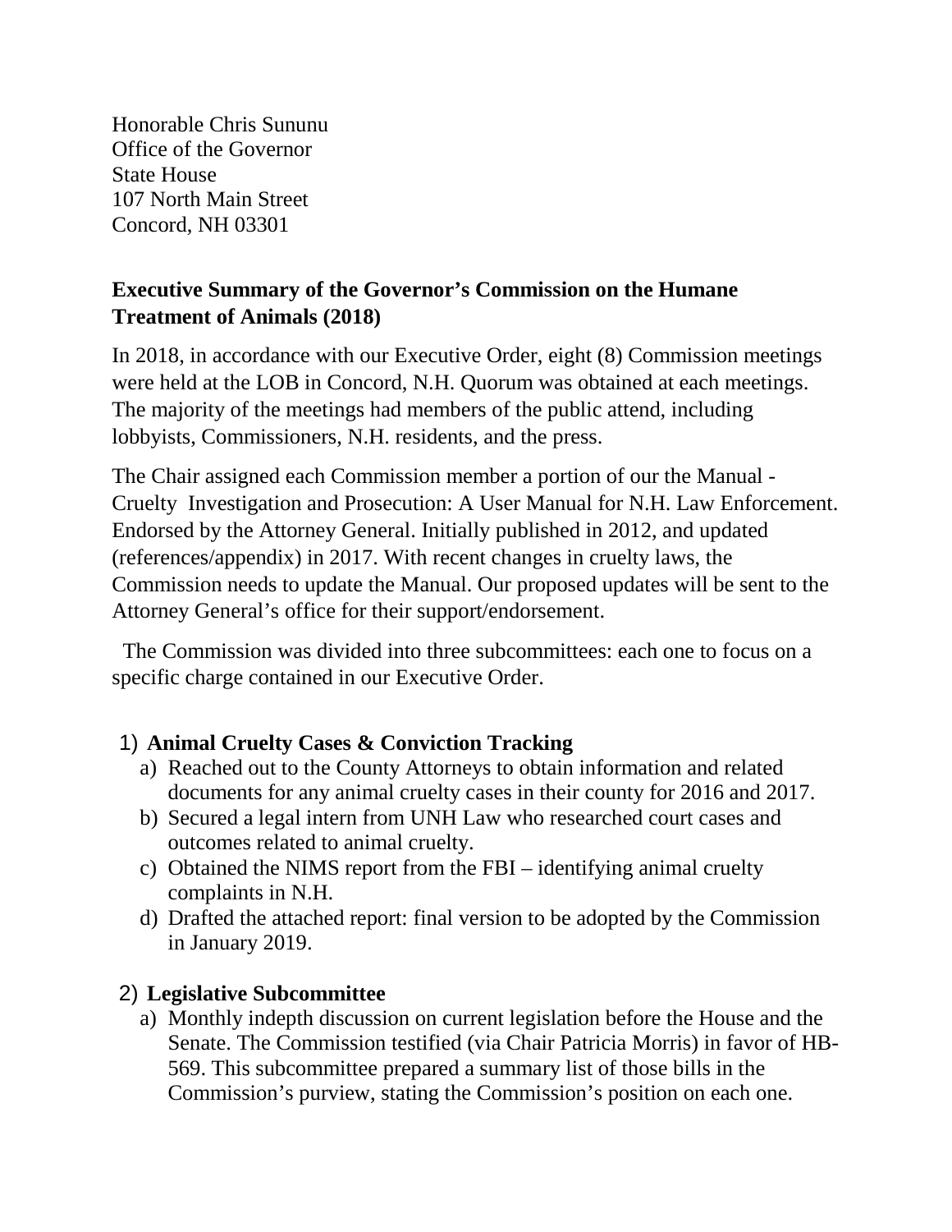Honorable Chris Sununu
Office of the Governor
State House
107 North Main Street
Concord, NH 03301

**Executive Summary of the Governor's Commission on the Humane Treatment of Animals (2018)**

In 2018, in accordance with our Executive Order, eight (8) Commission meetings were held at the LOB in Concord, N.H. Quorum was obtained at each meetings. The majority of the meetings had members of the public attend, including lobbyists, Commissioners, N.H. residents, and the press.

The Chair assigned each Commission member a portion of our the Manual - Cruelty Investigation and Prosecution: A User Manual for N.H. Law Enforcement. Endorsed by the Attorney General. Initially published in 2012, and updated (references/appendix) in 2017. With recent changes in cruelty laws, the Commission needs to update the Manual. Our proposed updates will be sent to the Attorney General's office for their support/endorsement.

The Commission was divided into three subcommittees: each one to focus on a specific charge contained in our Executive Order.

1) **Animal Cruelty Cases & Conviction Tracking**
   a) Reached out to the County Attorneys to obtain information and related documents for any animal cruelty cases in their county for 2016 and 2017.
   b) Secured a legal intern from UNH Law who researched court cases and outcomes related to animal cruelty.
   c) Obtained the NIMS report from the FBI – identifying animal cruelty complaints in N.H.
   d) Drafted the attached report: final version to be adopted by the Commission in January 2019.

2) **Legislative Subcommittee**
   a) Monthly indepth discussion on current legislation before the House and the Senate. The Commission testified (via Chair Patricia Morris) in favor of HB-569. This subcommittee prepared a summary list of those bills in the Commission's purview, stating the Commission's position on each one.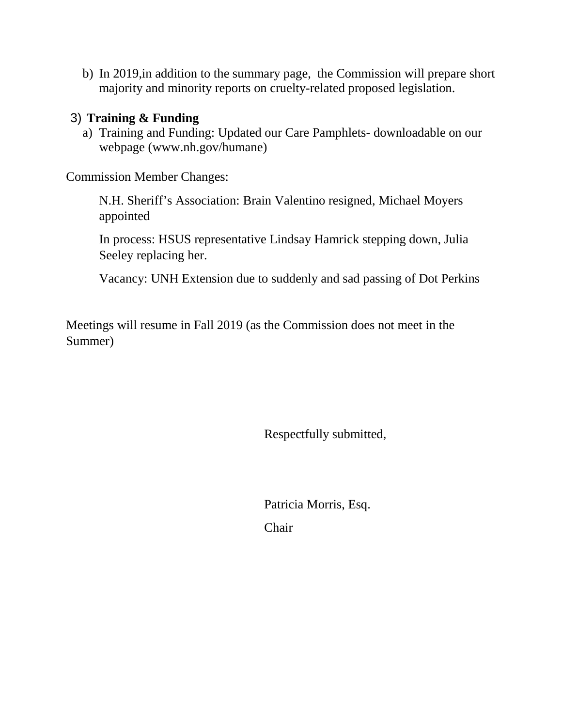b) In 2019,in addition to the summary page,  the Commission will prepare short majority and minority reports on cruelty-related proposed legislation.

3) **Training & Funding**

a) Training and Funding: Updated our Care Pamphlets- downloadable on our webpage (www.nh.gov/humane)

Commission Member Changes:

N.H. Sheriff's Association: Brain Valentino resigned, Michael Moyers appointed

In process: HSUS representative Lindsay Hamrick stepping down, Julia Seeley replacing her.

Vacancy: UNH Extension due to suddenly and sad passing of Dot Perkins

Meetings will resume in Fall 2019 (as the Commission does not meet in the Summer)

Respectfully submitted,

Patricia Morris, Esq.

Chair